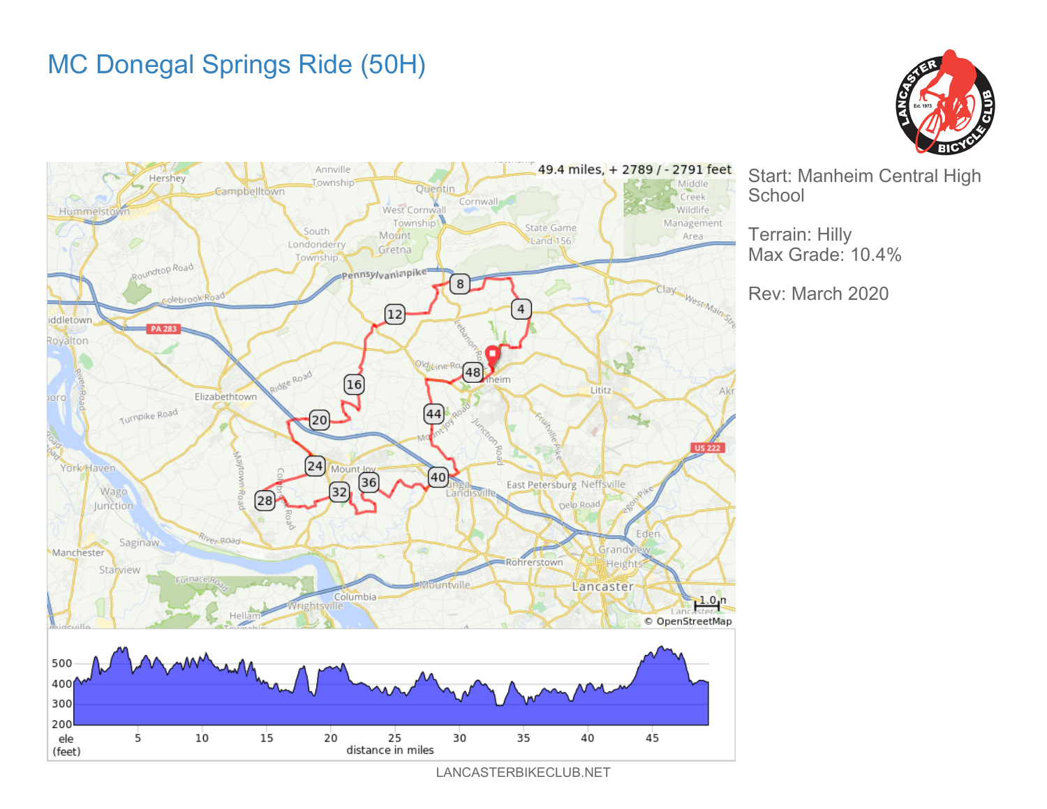# MC Donegal Springs Ride (50H)

49.4 miles, + 2789 / - 2791 feet

Start: Manheim Central High School

Terrain: Hilly
Max Grade: 10.4%

Rev: March 2020

LANCASTERBIKECLUB.NET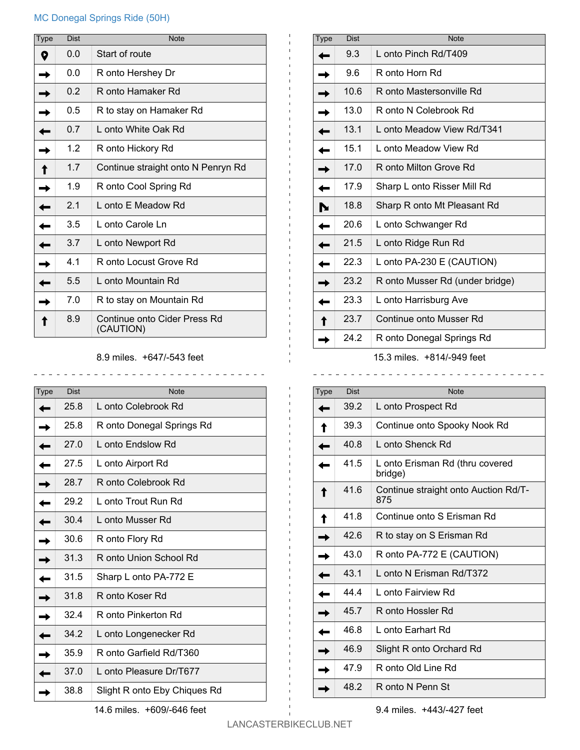MC Donegal Springs Ride (50H)

| Type | Dist | Note |
|---|---|---|
| Start | 0.0 | Start of route |
| Right | 0.0 | R onto Hershey Dr |
| Right | 0.2 | R onto Hamaker Rd |
| Right | 0.5 | R to stay on Hamaker Rd |
| Left | 0.7 | L onto White Oak Rd |
| Right | 1.2 | R onto Hickory Rd |
| Straight | 1.7 | Continue straight onto N Penryn Rd |
| Right | 1.9 | R onto Cool Spring Rd |
| Left | 2.1 | L onto E Meadow Rd |
| Left | 3.5 | L onto Carole Ln |
| Left | 3.7 | L onto Newport Rd |
| Right | 4.1 | R onto Locust Grove Rd |
| Left | 5.5 | L onto Mountain Rd |
| Right | 7.0 | R to stay on Mountain Rd |
| Straight | 8.9 | Continue onto Cider Press Rd (CAUTION) |

8.9 miles. +647/-543 feet

| Type | Dist | Note |
|---|---|---|
| Left | 9.3 | L onto Pinch Rd/T409 |
| Right | 9.6 | R onto Horn Rd |
| Right | 10.6 | R onto Mastersonville Rd |
| Right | 13.0 | R onto N Colebrook Rd |
| Left | 13.1 | L onto Meadow View Rd/T341 |
| Left | 15.1 | L onto Meadow View Rd |
| Right | 17.0 | R onto Milton Grove Rd |
| Left | 17.9 | Sharp L onto Risser Mill Rd |
| Sharp right | 18.8 | Sharp R onto Mt Pleasant Rd |
| Left | 20.6 | L onto Schwanger Rd |
| Left | 21.5 | L onto Ridge Run Rd |
| Left | 22.3 | L onto PA-230 E (CAUTION) |
| Right | 23.2 | R onto Musser Rd (under bridge) |
| Left | 23.3 | L onto Harrisburg Ave |
| Straight | 23.7 | Continue onto Musser Rd |
| Right | 24.2 | R onto Donegal Springs Rd |

15.3 miles. +814/-949 feet

| Type | Dist | Note |
|---|---|---|
| Left | 25.8 | L onto Colebrook Rd |
| Right | 25.8 | R onto Donegal Springs Rd |
| Left | 27.0 | L onto Endslow Rd |
| Left | 27.5 | L onto Airport Rd |
| Right | 28.7 | R onto Colebrook Rd |
| Left | 29.2 | L onto Trout Run Rd |
| Left | 30.4 | L onto Musser Rd |
| Right | 30.6 | R onto Flory Rd |
| Right | 31.3 | R onto Union School Rd |
| Left | 31.5 | Sharp L onto PA-772 E |
| Right | 31.8 | R onto Koser Rd |
| Right | 32.4 | R onto Pinkerton Rd |
| Left | 34.2 | L onto Longenecker Rd |
| Right | 35.9 | R onto Garfield Rd/T360 |
| Left | 37.0 | L onto Pleasure Dr/T677 |
| Right | 38.8 | Slight R onto Eby Chiques Rd |

14.6 miles. +609/-646 feet

| Type | Dist | Note |
|---|---|---|
| Left | 39.2 | L onto Prospect Rd |
| Straight | 39.3 | Continue onto Spooky Nook Rd |
| Left | 40.8 | L onto Shenck Rd |
| Left | 41.5 | L onto Erisman Rd (thru covered bridge) |
| Straight | 41.6 | Continue straight onto Auction Rd/T-875 |
| Straight | 41.8 | Continue onto S Erisman Rd |
| Right | 42.6 | R to stay on S Erisman Rd |
| Right | 43.0 | R onto PA-772 E (CAUTION) |
| Left | 43.1 | L onto N Erisman Rd/T372 |
| Left | 44.4 | L onto Fairview Rd |
| Right | 45.7 | R onto Hossler Rd |
| Left | 46.8 | L onto Earhart Rd |
| Right | 46.9 | Slight R onto Orchard Rd |
| Right | 47.9 | R onto Old Line Rd |
| Right | 48.2 | R onto N Penn St |

9.4 miles. +443/-427 feet

LANCASTERBIKECLUB.NET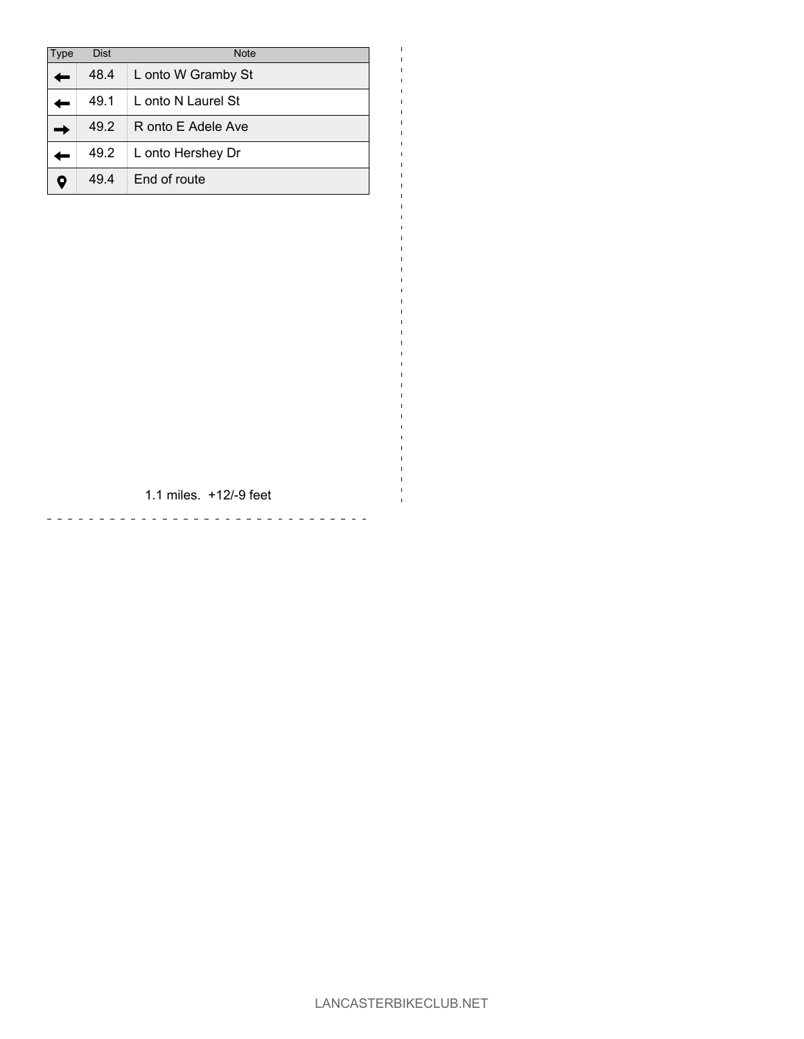| Type | Dist | Note |
| --- | --- | --- |
| ← | 48.4 | L onto W Gramby St |
| ← | 49.1 | L onto N Laurel St |
| → | 49.2 | R onto E Adele Ave |
| ← | 49.2 | L onto Hershey Dr |
| 📍 | 49.4 | End of route |

1.1 miles. +12/-9 feet